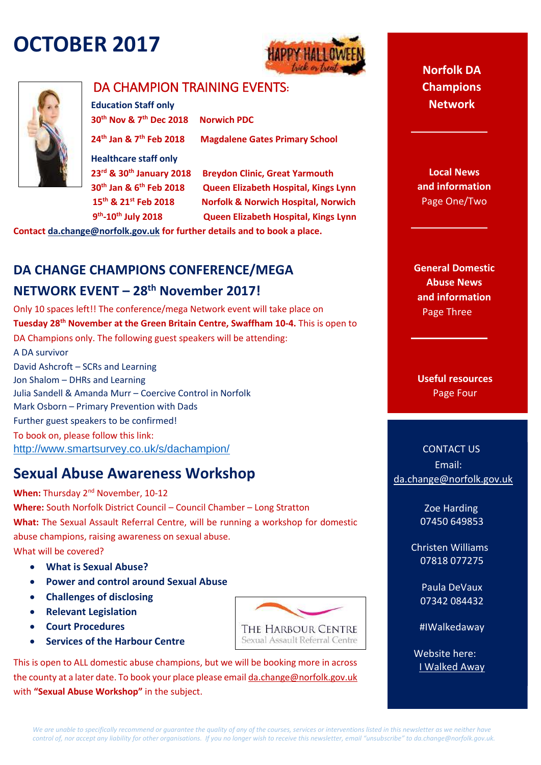# OCTOBER 2017

## DA CHAMPION TRAINING EVENTS:

**Education Staff only**

**30th Nov & 7th Dec 2018 Norwich PDC**

**24th Jan & 7th Feb 2018 Magdalene Gates Primary School**

**Healthcare staff only**

**23rd & 30th January 2018 Breydon Clinic, Great Yarmouth**

**30th Jan & 6th Feb 2018 Queen Elizabeth Hospital, Kings Lynn**

**15th & 21st Feb 2018 Norfolk & Norwich Hospital, Norwich**

**9th-10th July 2018 Queen Elizabeth Hospital, Kings Lynn**

**Contact da.change@norfolk.gov.uk for further details and to book a place.**

## DA CHANGE CHAMPIONS CONFERENCE/MEGA NETWORK EVENT – 28th November 2017!

Only 10 spaces left!! The conference/mega Network event will take place on **Tuesday 28th November at the Green Britain Centre, Swaffham 10-4.** This is open to DA Champions only. The following guest speakers will be attending:

A DA survivor
David Ashcroft – SCRs and Learning
Jon Shalom – DHRs and Learning
Julia Sandell & Amanda Murr – Coercive Control in Norfolk
Mark Osborn – Primary Prevention with Dads
Further guest speakers to be confirmed!
To book on, please follow this link:
http://www.smartsurvey.co.uk/s/dachampion/

## Sexual Abuse Awareness Workshop

**When:** Thursday 2nd November, 10-12
**Where:** South Norfolk District Council – Council Chamber – Long Stratton
**What:** The Sexual Assault Referral Centre, will be running a workshop for domestic abuse champions, raising awareness on sexual abuse.
What will be covered?

- **What is Sexual Abuse?**
- **Power and control around Sexual Abuse**
- **Challenges of disclosing**
- **Relevant Legislation**
- **Court Procedures**
- **Services of the Harbour Centre**

THE HARBOUR CENTRE
Sexual Assault Referral Centre

This is open to ALL domestic abuse champions, but we will be booking more in across the county at a later date. To book your place please email da.change@norfolk.gov.uk with **"Sexual Abuse Workshop"** in the subject.

**Norfolk DA Champions Network**

**Local News and information**
Page One/Two

**General Domestic Abuse News and information**
Page Three

**Useful resources**
Page Four

CONTACT US
Email:
da.change@norfolk.gov.uk

Zoe Harding
07450 649853

Christen Williams
07818 077275

Paula DeVaux
07342 084432

#IWalkedaway

Website here:
I Walked Away

*We are unable to specifically recommend or guarantee the quality of any of the courses, services or interventions listed in this newsletter as we neither have control of, nor accept any liability for other organisations. If you no longer wish to receive this newsletter, email "unsubscribe" to da.change@norfolk.gov.uk.*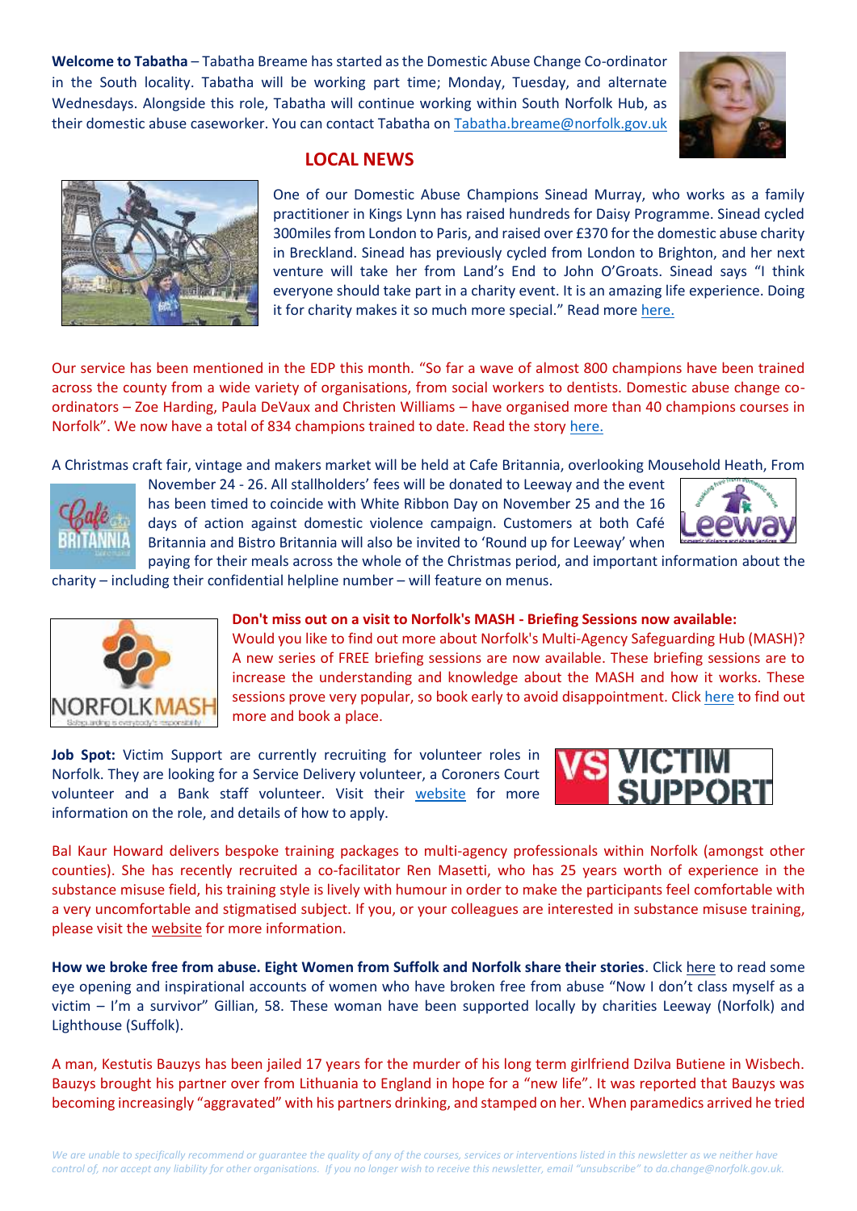**Welcome to Tabatha** – Tabatha Breame has started as the Domestic Abuse Change Co-ordinator in the South locality. Tabatha will be working part time; Monday, Tuesday, and alternate Wednesdays. Alongside this role, Tabatha will continue working within South Norfolk Hub, as their domestic abuse caseworker. You can contact Tabatha on Tabatha.breame@norfolk.gov.uk

## LOCAL NEWS

One of our Domestic Abuse Champions Sinead Murray, who works as a family practitioner in Kings Lynn has raised hundreds for Daisy Programme. Sinead cycled 300miles from London to Paris, and raised over £370 for the domestic abuse charity in Breckland. Sinead has previously cycled from London to Brighton, and her next venture will take her from Land's End to John O'Groats. Sinead says "I think everyone should take part in a charity event. It is an amazing life experience. Doing it for charity makes it so much more special." Read more here.

Our service has been mentioned in the EDP this month. "So far a wave of almost 800 champions have been trained across the county from a wide variety of organisations, from social workers to dentists. Domestic abuse change co-ordinators – Zoe Harding, Paula DeVaux and Christen Williams – have organised more than 40 champions courses in Norfolk". We now have a total of 834 champions trained to date. Read the story here.

A Christmas craft fair, vintage and makers market will be held at Cafe Britannia, overlooking Mousehold Heath, From November 24 - 26. All stallholders' fees will be donated to Leeway and the event has been timed to coincide with White Ribbon Day on November 25 and the 16 days of action against domestic violence campaign. Customers at both Café Britannia and Bistro Britannia will also be invited to 'Round up for Leeway' when paying for their meals across the whole of the Christmas period, and important information about the charity – including their confidential helpline number – will feature on menus.

**Don't miss out on a visit to Norfolk's MASH - Briefing Sessions now available:**
Would you like to find out more about Norfolk's Multi-Agency Safeguarding Hub (MASH)? A new series of FREE briefing sessions are now available. These briefing sessions are to increase the understanding and knowledge about the MASH and how it works. These sessions prove very popular, so book early to avoid disappointment. Click here to find out more and book a place.

**Job Spot:** Victim Support are currently recruiting for volunteer roles in Norfolk. They are looking for a Service Delivery volunteer, a Coroners Court volunteer and a Bank staff volunteer. Visit their website for more information on the role, and details of how to apply.

Bal Kaur Howard delivers bespoke training packages to multi-agency professionals within Norfolk (amongst other counties). She has recently recruited a co-facilitator Ren Masetti, who has 25 years worth of experience in the substance misuse field, his training style is lively with humour in order to make the participants feel comfortable with a very uncomfortable and stigmatised subject. If you, or your colleagues are interested in substance misuse training, please visit the website for more information.

**How we broke free from abuse. Eight Women from Suffolk and Norfolk share their stories**. Click here to read some eye opening and inspirational accounts of women who have broken free from abuse "Now I don't class myself as a victim – I'm a survivor" Gillian, 58. These woman have been supported locally by charities Leeway (Norfolk) and Lighthouse (Suffolk).

A man, Kestutis Bauzys has been jailed 17 years for the murder of his long term girlfriend Dzilva Butiene in Wisbech. Bauzys brought his partner over from Lithuania to England in hope for a "new life". It was reported that Bauzys was becoming increasingly "aggravated" with his partners drinking, and stamped on her. When paramedics arrived he tried

*We are unable to specifically recommend or guarantee the quality of any of the courses, services or interventions listed in this newsletter as we neither have control of, nor accept any liability for other organisations. If you no longer wish to receive this newsletter, email "unsubscribe" to da.change@norfolk.gov.uk.*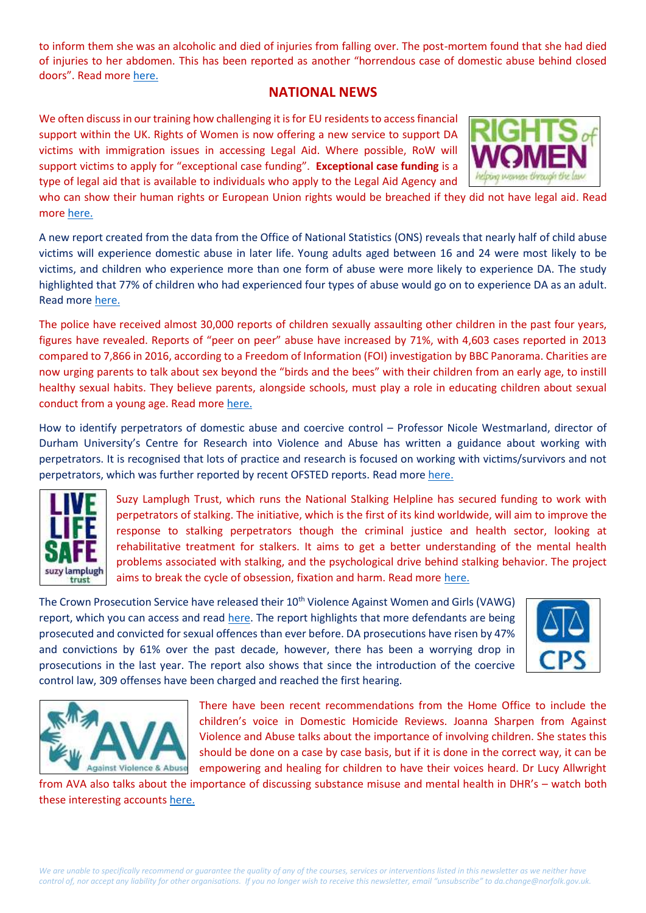to inform them she was an alcoholic and died of injuries from falling over. The post-mortem found that she had died of injuries to her abdomen. This has been reported as another "horrendous case of domestic abuse behind closed doors". Read more here.

## NATIONAL NEWS

We often discuss in our training how challenging it is for EU residents to access financial support within the UK. Rights of Women is now offering a new service to support DA victims with immigration issues in accessing Legal Aid. Where possible, RoW will support victims to apply for "exceptional case funding". **Exceptional case funding** is a type of legal aid that is available to individuals who apply to the Legal Aid Agency and who can show their human rights or European Union rights would be breached if they did not have legal aid. Read more here.

A new report created from the data from the Office of National Statistics (ONS) reveals that nearly half of child abuse victims will experience domestic abuse in later life. Young adults aged between 16 and 24 were most likely to be victims, and children who experience more than one form of abuse were more likely to experience DA. The study highlighted that 77% of children who had experienced four types of abuse would go on to experience DA as an adult. Read more here.

The police have received almost 30,000 reports of children sexually assaulting other children in the past four years, figures have revealed. Reports of "peer on peer" abuse have increased by 71%, with 4,603 cases reported in 2013 compared to 7,866 in 2016, according to a Freedom of Information (FOI) investigation by BBC Panorama. Charities are now urging parents to talk about sex beyond the "birds and the bees" with their children from an early age, to instill healthy sexual habits. They believe parents, alongside schools, must play a role in educating children about sexual conduct from a young age. Read more here.

How to identify perpetrators of domestic abuse and coercive control – Professor Nicole Westmarland, director of Durham University's Centre for Research into Violence and Abuse has written a guidance about working with perpetrators. It is recognised that lots of practice and research is focused on working with victims/survivors and not perpetrators, which was further reported by recent OFSTED reports. Read more here.

Suzy Lamplugh Trust, which runs the National Stalking Helpline has secured funding to work with perpetrators of stalking. The initiative, which is the first of its kind worldwide, will aim to improve the response to stalking perpetrators though the criminal justice and health sector, looking at rehabilitative treatment for stalkers. It aims to get a better understanding of the mental health problems associated with stalking, and the psychological drive behind stalking behavior. The project aims to break the cycle of obsession, fixation and harm. Read more here.

The Crown Prosecution Service have released their 10th Violence Against Women and Girls (VAWG) report, which you can access and read here. The report highlights that more defendants are being prosecuted and convicted for sexual offences than ever before. DA prosecutions have risen by 47% and convictions by 61% over the past decade, however, there has been a worrying drop in prosecutions in the last year. The report also shows that since the introduction of the coercive control law, 309 offenses have been charged and reached the first hearing.

There have been recent recommendations from the Home Office to include the children's voice in Domestic Homicide Reviews. Joanna Sharpen from Against Violence and Abuse talks about the importance of involving children. She states this should be done on a case by case basis, but if it is done in the correct way, it can be empowering and healing for children to have their voices heard. Dr Lucy Allwright from AVA also talks about the importance of discussing substance misuse and mental health in DHR's – watch both these interesting accounts here.

*We are unable to specifically recommend or guarantee the quality of any of the courses, services or interventions listed in this newsletter as we neither have control of, nor accept any liability for other organisations. If you no longer wish to receive this newsletter, email "unsubscribe" to da.change@norfolk.gov.uk.*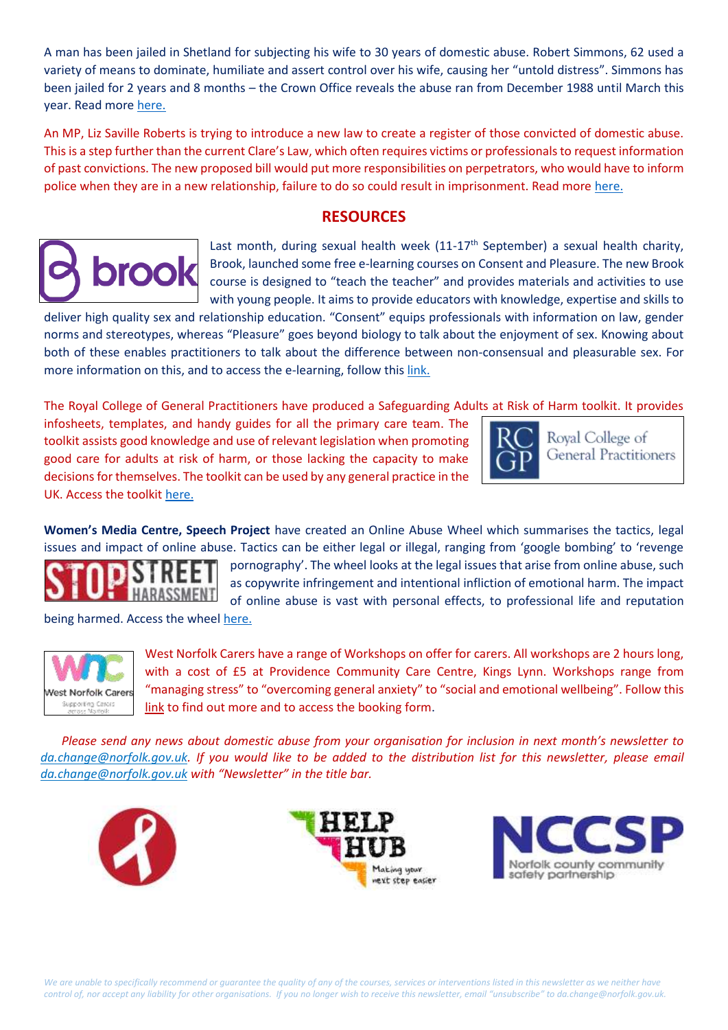A man has been jailed in Shetland for subjecting his wife to 30 years of domestic abuse. Robert Simmons, 62 used a variety of means to dominate, humiliate and assert control over his wife, causing her "untold distress". Simmons has been jailed for 2 years and 8 months – the Crown Office reveals the abuse ran from December 1988 until March this year. Read more here.

An MP, Liz Saville Roberts is trying to introduce a new law to create a register of those convicted of domestic abuse. This is a step further than the current Clare's Law, which often requires victims or professionals to request information of past convictions. The new proposed bill would put more responsibilities on perpetrators, who would have to inform police when they are in a new relationship, failure to do so could result in imprisonment. Read more here.

## RESOURCES

Last month, during sexual health week (11-17th September) a sexual health charity, Brook, launched some free e-learning courses on Consent and Pleasure. The new Brook course is designed to "teach the teacher" and provides materials and activities to use with young people. It aims to provide educators with knowledge, expertise and skills to deliver high quality sex and relationship education. "Consent" equips professionals with information on law, gender norms and stereotypes, whereas "Pleasure" goes beyond biology to talk about the enjoyment of sex. Knowing about both of these enables practitioners to talk about the difference between non-consensual and pleasurable sex. For more information on this, and to access the e-learning, follow this link.

The Royal College of General Practitioners have produced a Safeguarding Adults at Risk of Harm toolkit. It provides infosheets, templates, and handy guides for all the primary care team. The toolkit assists good knowledge and use of relevant legislation when promoting good care for adults at risk of harm, or those lacking the capacity to make decisions for themselves. The toolkit can be used by any general practice in the UK. Access the toolkit here.

**Women's Media Centre, Speech Project** have created an Online Abuse Wheel which summarises the tactics, legal issues and impact of online abuse. Tactics can be either legal or illegal, ranging from 'google bombing' to 'revenge pornography'. The wheel looks at the legal issues that arise from online abuse, such as copywrite infringement and intentional infliction of emotional harm. The impact of online abuse is vast with personal effects, to professional life and reputation being harmed. Access the wheel here.

West Norfolk Carers have a range of Workshops on offer for carers. All workshops are 2 hours long, with a cost of £5 at Providence Community Care Centre, Kings Lynn. Workshops range from "managing stress" to "overcoming general anxiety" to "social and emotional wellbeing". Follow this link to find out more and to access the booking form.

*Please send any news about domestic abuse from your organisation for inclusion in next month's newsletter to da.change@norfolk.gov.uk. If you would like to be added to the distribution list for this newsletter, please email da.change@norfolk.gov.uk with "Newsletter" in the title bar.*

*We are unable to specifically recommend or guarantee the quality of any of the courses, services or interventions listed in this newsletter as we neither have control of, nor accept any liability for other organisations. If you no longer wish to receive this newsletter, email "unsubscribe" to da.change@norfolk.gov.uk.*